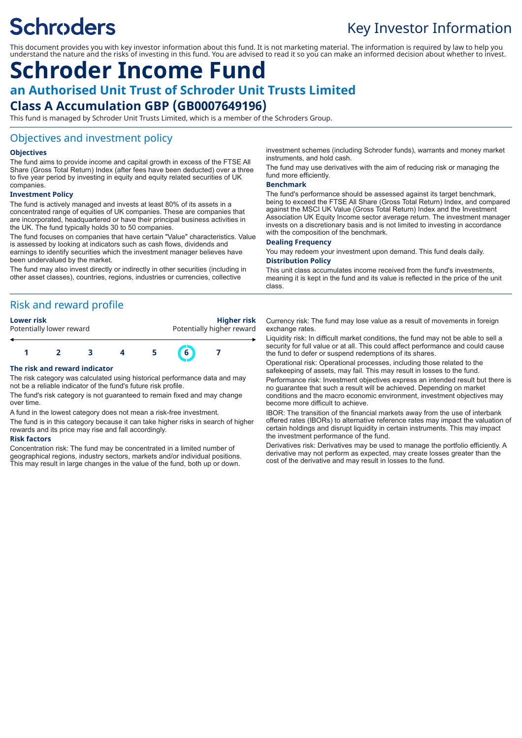# Schroders

Key Investor Information

This document provides you with key investor information about this fund. It is not marketing material. The information is required by law to help you understand the nature and the risks of investing in this fund. You are advised to read it so you can make an informed decision about whether to invest.

# Schroder Income Fund

## an Authorised Unit Trust of Schroder Unit Trusts Limited

## Class A Accumulation GBP (GB0007649196)

This fund is managed by Schroder Unit Trusts Limited, which is a member of the Schroders Group.

## Objectives and investment policy

### Objectives

The fund aims to provide income and capital growth in excess of the FTSE All Share (Gross Total Return) Index (after fees have been deducted) over a three to five year period by investing in equity and equity related securities of UK companies.

### Investment Policy

The fund is actively managed and invests at least 80% of its assets in a concentrated range of equities of UK companies. These are companies that are incorporated, headquartered or have their principal business activities in the UK. The fund typically holds 30 to 50 companies.

The fund focuses on companies that have certain "Value" characteristics. Value is assessed by looking at indicators such as cash flows, dividends and earnings to identify securities which the investment manager believes have been undervalued by the market.

The fund may also invest directly or indirectly in other securities (including in other asset classes), countries, regions, industries or currencies, collective investment schemes (including Schroder funds), warrants and money market instruments, and hold cash.

The fund may use derivatives with the aim of reducing risk or managing the fund more efficiently.

### Benchmark

The fund's performance should be assessed against its target benchmark, being to exceed the FTSE All Share (Gross Total Return) Index, and compared against the MSCI UK Value (Gross Total Return) Index and the Investment Association UK Equity Income sector average return. The investment manager invests on a discretionary basis and is not limited to investing in accordance with the composition of the benchmark.

### Dealing Frequency

You may redeem your investment upon demand. This fund deals daily.

### Distribution Policy

This unit class accumulates income received from the fund's investments, meaning it is kept in the fund and its value is reflected in the price of the unit class.

## Risk and reward profile

| Lower risk<br>Potentially lower reward | | | | | | Higher risk<br>Potentially higher reward |
|---|---|---|---|---|---|---|
| 1 | 2 | 3 | 4 | 5 | **6** | 7 |

### The risk and reward indicator

The risk category was calculated using historical performance data and may not be a reliable indicator of the fund's future risk profile.

The fund's risk category is not guaranteed to remain fixed and may change over time.

A fund in the lowest category does not mean a risk-free investment.

The fund is in this category because it can take higher risks in search of higher rewards and its price may rise and fall accordingly.

### Risk factors

Concentration risk: The fund may be concentrated in a limited number of geographical regions, industry sectors, markets and/or individual positions. This may result in large changes in the value of the fund, both up or down.

Currency risk: The fund may lose value as a result of movements in foreign exchange rates.

Liquidity risk: In difficult market conditions, the fund may not be able to sell a security for full value or at all. This could affect performance and could cause the fund to defer or suspend redemptions of its shares.

Operational risk: Operational processes, including those related to the safekeeping of assets, may fail. This may result in losses to the fund.

Performance risk: Investment objectives express an intended result but there is no guarantee that such a result will be achieved. Depending on market conditions and the macro economic environment, investment objectives may become more difficult to achieve.

IBOR: The transition of the financial markets away from the use of interbank offered rates (IBORs) to alternative reference rates may impact the valuation of certain holdings and disrupt liquidity in certain instruments. This may impact the investment performance of the fund.

Derivatives risk: Derivatives may be used to manage the portfolio efficiently. A derivative may not perform as expected, may create losses greater than the cost of the derivative and may result in losses to the fund.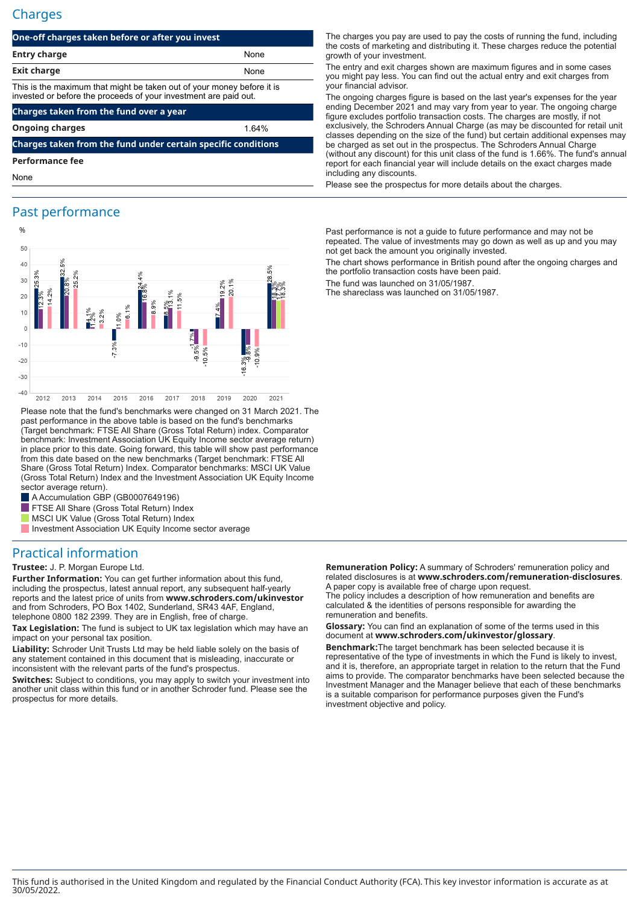## Charges

| One-off charges taken before or after you invest | |
|---|---|
| **Entry charge** | None |
| **Exit charge** | None |
| This is the maximum that might be taken out of your money before it is invested or before the proceeds of your investment are paid out. | |
| **Charges taken from the fund over a year** | |
| **Ongoing charges** | 1.64% |
| **Charges taken from the fund under certain specific conditions** | |
| **Performance fee** | |
| None | |

The charges you pay are used to pay the costs of running the fund, including the costs of marketing and distributing it. These charges reduce the potential growth of your investment.

The entry and exit charges shown are maximum figures and in some cases you might pay less. You can find out the actual entry and exit charges from your financial advisor.

The ongoing charges figure is based on the last year's expenses for the year ending December 2021 and may vary from year to year. The ongoing charge figure excludes portfolio transaction costs. The charges are mostly, if not exclusively, the Schroders Annual Charge (as may be discounted for retail unit classes depending on the size of the fund) but certain additional expenses may be charged as set out in the prospectus. The Schroders Annual Charge (without any discount) for this unit class of the fund is 1.66%. The fund's annual report for each financial year will include details on the exact charges made including any discounts.

Please see the prospectus for more details about the charges.

## Past performance

%
50
40
30
20
10
0
-10
-20
-30
-40

2012: 25.3%, 12.3%, 14.2%
2013: 32.5%, 20.8%, 25.2%
2014: 4.1%, 1.2%, 3.2%
2015: -7.3%, 1.0%, 6.1%
2016: 24.4%, 16.8%, 8.9%
2017: 8.5%, 13.1%, 11.5%
2018: -1.7%, -9.5%, -10.5%
2019: 7.4%, 19.2%, 20.1%
2020: -16.3%, -9.8%, -10.9%
2021: 28.5%, 18.3%, 17.4%, 18.3%

Please note that the fund's benchmarks were changed on 31 March 2021. The past performance in the above table is based on the fund's benchmarks (Target benchmark: FTSE All Share (Gross Total Return) index. Comparator benchmark: Investment Association UK Equity Income sector average return) in place prior to this date. Going forward, this table will show past performance from this date based on the new benchmarks (Target benchmark: FTSE All Share (Gross Total Return) Index. Comparator benchmarks: MSCI UK Value (Gross Total Return) Index and the Investment Association UK Equity Income sector average return).

- A Accumulation GBP (GB0007649196)
- FTSE All Share (Gross Total Return) Index
- MSCI UK Value (Gross Total Return) Index
- Investment Association UK Equity Income sector average

Past performance is not a guide to future performance and may not be repeated. The value of investments may go down as well as up and you may not get back the amount you originally invested.

The chart shows performance in British pound after the ongoing charges and the portfolio transaction costs have been paid.

The fund was launched on 31/05/1987.
The shareclass was launched on 31/05/1987.

## Practical information

**Trustee:** J. P. Morgan Europe Ltd.

**Further Information:** You can get further information about this fund, including the prospectus, latest annual report, any subsequent half-yearly reports and the latest price of units from **www.schroders.com/ukinvestor** and from Schroders, PO Box 1402, Sunderland, SR43 4AF, England, telephone 0800 182 2399. They are in English, free of charge.

**Tax Legislation:** The fund is subject to UK tax legislation which may have an impact on your personal tax position.

**Liability:** Schroder Unit Trusts Ltd may be held liable solely on the basis of any statement contained in this document that is misleading, inaccurate or inconsistent with the relevant parts of the fund's prospectus.

**Switches:** Subject to conditions, you may apply to switch your investment into another unit class within this fund or in another Schroder fund. Please see the prospectus for more details.

**Remuneration Policy:** A summary of Schroders' remuneration policy and related disclosures is at **www.schroders.com/remuneration-disclosures**. A paper copy is available free of charge upon request.
The policy includes a description of how remuneration and benefits are calculated & the identities of persons responsible for awarding the remuneration and benefits.

**Glossary:** You can find an explanation of some of the terms used in this document at **www.schroders.com/ukinvestor/glossary**.

**Benchmark:** The target benchmark has been selected because it is representative of the type of investments in which the Fund is likely to invest, and it is, therefore, an appropriate target in relation to the return that the Fund aims to provide. The comparator benchmarks have been selected because the Investment Manager and the Manager believe that each of these benchmarks is a suitable comparison for performance purposes given the Fund's investment objective and policy.

This fund is authorised in the United Kingdom and regulated by the Financial Conduct Authority (FCA). This key investor information is accurate as at 30/05/2022.